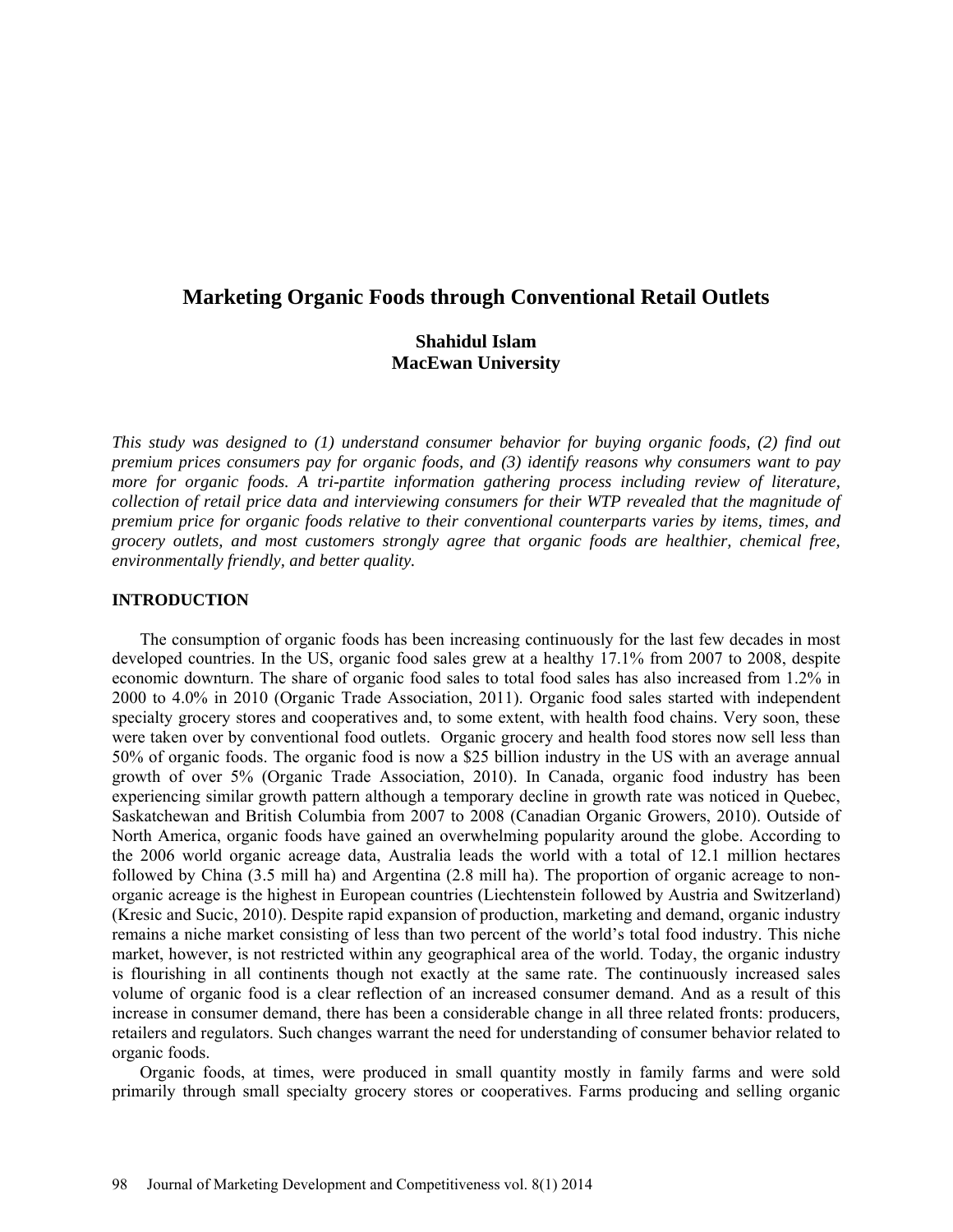# Marketing Organic Foods through Conventional Retail Outlets

**Shahidul Islam**
**MacEwan University**

*This study was designed to (1) understand consumer behavior for buying organic foods, (2) find out premium prices consumers pay for organic foods, and (3) identify reasons why consumers want to pay more for organic foods. A tri-partite information gathering process including review of literature, collection of retail price data and interviewing consumers for their WTP revealed that the magnitude of premium price for organic foods relative to their conventional counterparts varies by items, times, and grocery outlets, and most customers strongly agree that organic foods are healthier, chemical free, environmentally friendly, and better quality.*

## INTRODUCTION

The consumption of organic foods has been increasing continuously for the last few decades in most developed countries. In the US, organic food sales grew at a healthy 17.1% from 2007 to 2008, despite economic downturn. The share of organic food sales to total food sales has also increased from 1.2% in 2000 to 4.0% in 2010 (Organic Trade Association, 2011). Organic food sales started with independent specialty grocery stores and cooperatives and, to some extent, with health food chains. Very soon, these were taken over by conventional food outlets. Organic grocery and health food stores now sell less than 50% of organic foods. The organic food is now a $25 billion industry in the US with an average annual growth of over 5% (Organic Trade Association, 2010). In Canada, organic food industry has been experiencing similar growth pattern although a temporary decline in growth rate was noticed in Quebec, Saskatchewan and British Columbia from 2007 to 2008 (Canadian Organic Growers, 2010). Outside of North America, organic foods have gained an overwhelming popularity around the globe. According to the 2006 world organic acreage data, Australia leads the world with a total of 12.1 million hectares followed by China (3.5 mill ha) and Argentina (2.8 mill ha). The proportion of organic acreage to non-organic acreage is the highest in European countries (Liechtenstein followed by Austria and Switzerland) (Kresic and Sucic, 2010). Despite rapid expansion of production, marketing and demand, organic industry remains a niche market consisting of less than two percent of the world's total food industry. This niche market, however, is not restricted within any geographical area of the world. Today, the organic industry is flourishing in all continents though not exactly at the same rate. The continuously increased sales volume of organic food is a clear reflection of an increased consumer demand. And as a result of this increase in consumer demand, there has been a considerable change in all three related fronts: producers, retailers and regulators. Such changes warrant the need for understanding of consumer behavior related to organic foods.

Organic foods, at times, were produced in small quantity mostly in family farms and were sold primarily through small specialty grocery stores or cooperatives. Farms producing and selling organic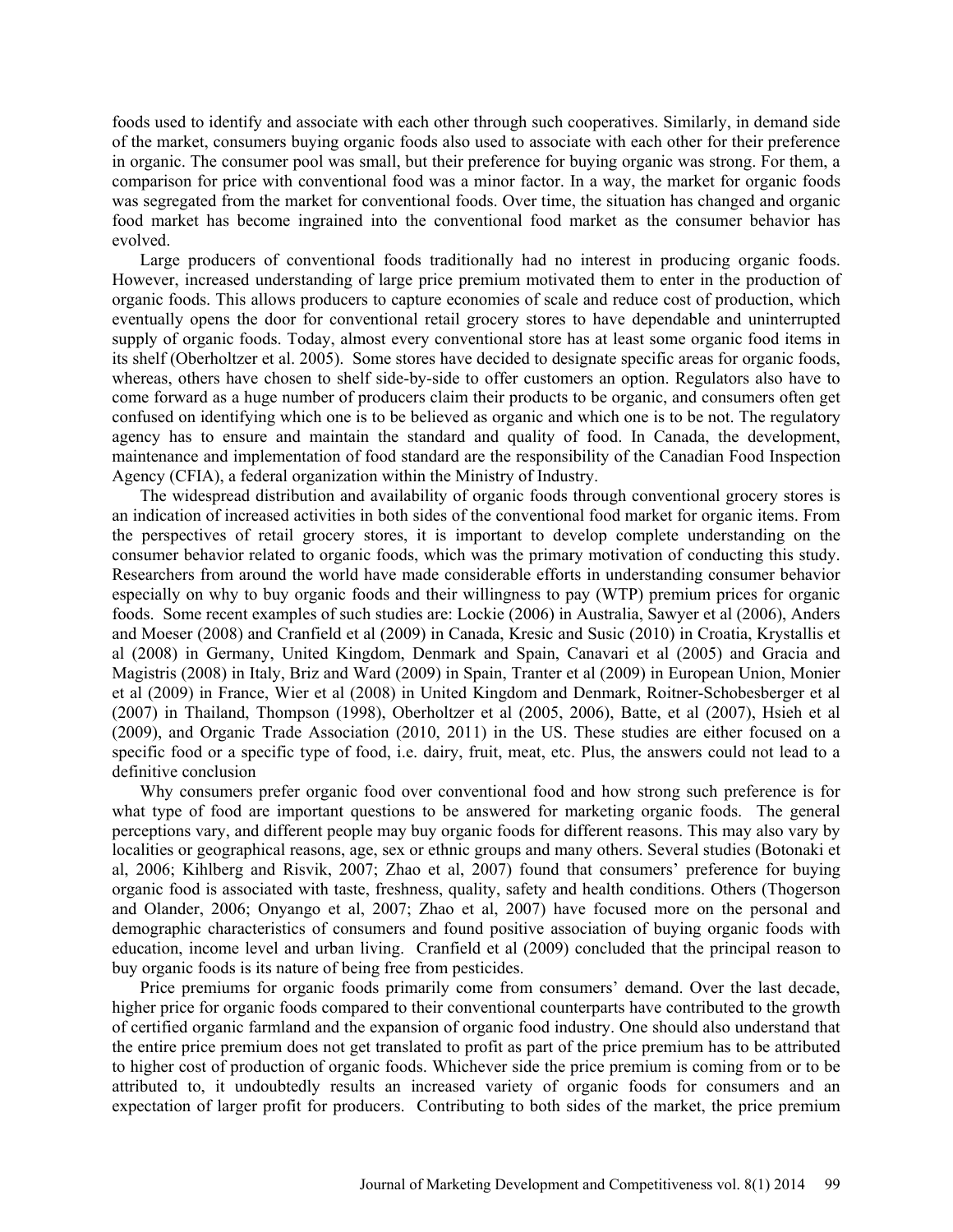foods used to identify and associate with each other through such cooperatives. Similarly, in demand side of the market, consumers buying organic foods also used to associate with each other for their preference in organic. The consumer pool was small, but their preference for buying organic was strong. For them, a comparison for price with conventional food was a minor factor. In a way, the market for organic foods was segregated from the market for conventional foods. Over time, the situation has changed and organic food market has become ingrained into the conventional food market as the consumer behavior has evolved.

Large producers of conventional foods traditionally had no interest in producing organic foods. However, increased understanding of large price premium motivated them to enter in the production of organic foods. This allows producers to capture economies of scale and reduce cost of production, which eventually opens the door for conventional retail grocery stores to have dependable and uninterrupted supply of organic foods. Today, almost every conventional store has at least some organic food items in its shelf (Oberholtzer et al. 2005). Some stores have decided to designate specific areas for organic foods, whereas, others have chosen to shelf side-by-side to offer customers an option. Regulators also have to come forward as a huge number of producers claim their products to be organic, and consumers often get confused on identifying which one is to be believed as organic and which one is to be not. The regulatory agency has to ensure and maintain the standard and quality of food. In Canada, the development, maintenance and implementation of food standard are the responsibility of the Canadian Food Inspection Agency (CFIA), a federal organization within the Ministry of Industry.

The widespread distribution and availability of organic foods through conventional grocery stores is an indication of increased activities in both sides of the conventional food market for organic items. From the perspectives of retail grocery stores, it is important to develop complete understanding on the consumer behavior related to organic foods, which was the primary motivation of conducting this study. Researchers from around the world have made considerable efforts in understanding consumer behavior especially on why to buy organic foods and their willingness to pay (WTP) premium prices for organic foods. Some recent examples of such studies are: Lockie (2006) in Australia, Sawyer et al (2006), Anders and Moeser (2008) and Cranfield et al (2009) in Canada, Kresic and Susic (2010) in Croatia, Krystallis et al (2008) in Germany, United Kingdom, Denmark and Spain, Canavari et al (2005) and Gracia and Magistris (2008) in Italy, Briz and Ward (2009) in Spain, Tranter et al (2009) in European Union, Monier et al (2009) in France, Wier et al (2008) in United Kingdom and Denmark, Roitner-Schobesberger et al (2007) in Thailand, Thompson (1998), Oberholtzer et al (2005, 2006), Batte, et al (2007), Hsieh et al (2009), and Organic Trade Association (2010, 2011) in the US. These studies are either focused on a specific food or a specific type of food, i.e. dairy, fruit, meat, etc. Plus, the answers could not lead to a definitive conclusion

Why consumers prefer organic food over conventional food and how strong such preference is for what type of food are important questions to be answered for marketing organic foods. The general perceptions vary, and different people may buy organic foods for different reasons. This may also vary by localities or geographical reasons, age, sex or ethnic groups and many others. Several studies (Botonaki et al, 2006; Kihlberg and Risvik, 2007; Zhao et al, 2007) found that consumers' preference for buying organic food is associated with taste, freshness, quality, safety and health conditions. Others (Thogerson and Olander, 2006; Onyango et al, 2007; Zhao et al, 2007) have focused more on the personal and demographic characteristics of consumers and found positive association of buying organic foods with education, income level and urban living. Cranfield et al (2009) concluded that the principal reason to buy organic foods is its nature of being free from pesticides.

Price premiums for organic foods primarily come from consumers' demand. Over the last decade, higher price for organic foods compared to their conventional counterparts have contributed to the growth of certified organic farmland and the expansion of organic food industry. One should also understand that the entire price premium does not get translated to profit as part of the price premium has to be attributed to higher cost of production of organic foods. Whichever side the price premium is coming from or to be attributed to, it undoubtedly results an increased variety of organic foods for consumers and an expectation of larger profit for producers. Contributing to both sides of the market, the price premium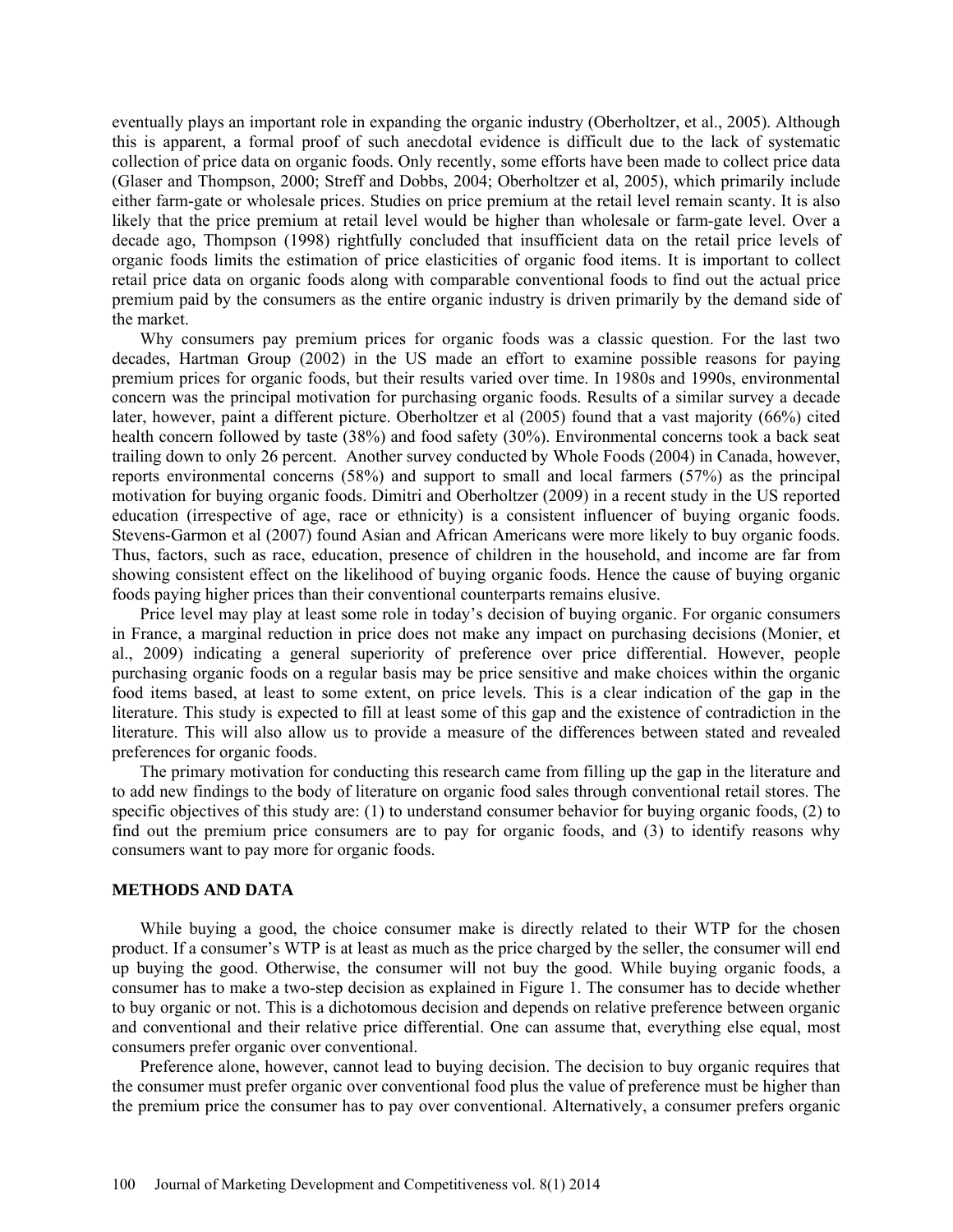eventually plays an important role in expanding the organic industry (Oberholtzer, et al., 2005). Although this is apparent, a formal proof of such anecdotal evidence is difficult due to the lack of systematic collection of price data on organic foods. Only recently, some efforts have been made to collect price data (Glaser and Thompson, 2000; Streff and Dobbs, 2004; Oberholtzer et al, 2005), which primarily include either farm-gate or wholesale prices. Studies on price premium at the retail level remain scanty. It is also likely that the price premium at retail level would be higher than wholesale or farm-gate level. Over a decade ago, Thompson (1998) rightfully concluded that insufficient data on the retail price levels of organic foods limits the estimation of price elasticities of organic food items. It is important to collect retail price data on organic foods along with comparable conventional foods to find out the actual price premium paid by the consumers as the entire organic industry is driven primarily by the demand side of the market.

Why consumers pay premium prices for organic foods was a classic question. For the last two decades, Hartman Group (2002) in the US made an effort to examine possible reasons for paying premium prices for organic foods, but their results varied over time. In 1980s and 1990s, environmental concern was the principal motivation for purchasing organic foods. Results of a similar survey a decade later, however, paint a different picture. Oberholtzer et al (2005) found that a vast majority (66%) cited health concern followed by taste (38%) and food safety (30%). Environmental concerns took a back seat trailing down to only 26 percent. Another survey conducted by Whole Foods (2004) in Canada, however, reports environmental concerns (58%) and support to small and local farmers (57%) as the principal motivation for buying organic foods. Dimitri and Oberholtzer (2009) in a recent study in the US reported education (irrespective of age, race or ethnicity) is a consistent influencer of buying organic foods. Stevens-Garmon et al (2007) found Asian and African Americans were more likely to buy organic foods. Thus, factors, such as race, education, presence of children in the household, and income are far from showing consistent effect on the likelihood of buying organic foods. Hence the cause of buying organic foods paying higher prices than their conventional counterparts remains elusive.

Price level may play at least some role in today's decision of buying organic. For organic consumers in France, a marginal reduction in price does not make any impact on purchasing decisions (Monier, et al., 2009) indicating a general superiority of preference over price differential. However, people purchasing organic foods on a regular basis may be price sensitive and make choices within the organic food items based, at least to some extent, on price levels. This is a clear indication of the gap in the literature. This study is expected to fill at least some of this gap and the existence of contradiction in the literature. This will also allow us to provide a measure of the differences between stated and revealed preferences for organic foods.

The primary motivation for conducting this research came from filling up the gap in the literature and to add new findings to the body of literature on organic food sales through conventional retail stores. The specific objectives of this study are: (1) to understand consumer behavior for buying organic foods, (2) to find out the premium price consumers are to pay for organic foods, and (3) to identify reasons why consumers want to pay more for organic foods.

## METHODS AND DATA

While buying a good, the choice consumer make is directly related to their WTP for the chosen product. If a consumer's WTP is at least as much as the price charged by the seller, the consumer will end up buying the good. Otherwise, the consumer will not buy the good. While buying organic foods, a consumer has to make a two-step decision as explained in Figure 1. The consumer has to decide whether to buy organic or not. This is a dichotomous decision and depends on relative preference between organic and conventional and their relative price differential. One can assume that, everything else equal, most consumers prefer organic over conventional.

Preference alone, however, cannot lead to buying decision. The decision to buy organic requires that the consumer must prefer organic over conventional food plus the value of preference must be higher than the premium price the consumer has to pay over conventional. Alternatively, a consumer prefers organic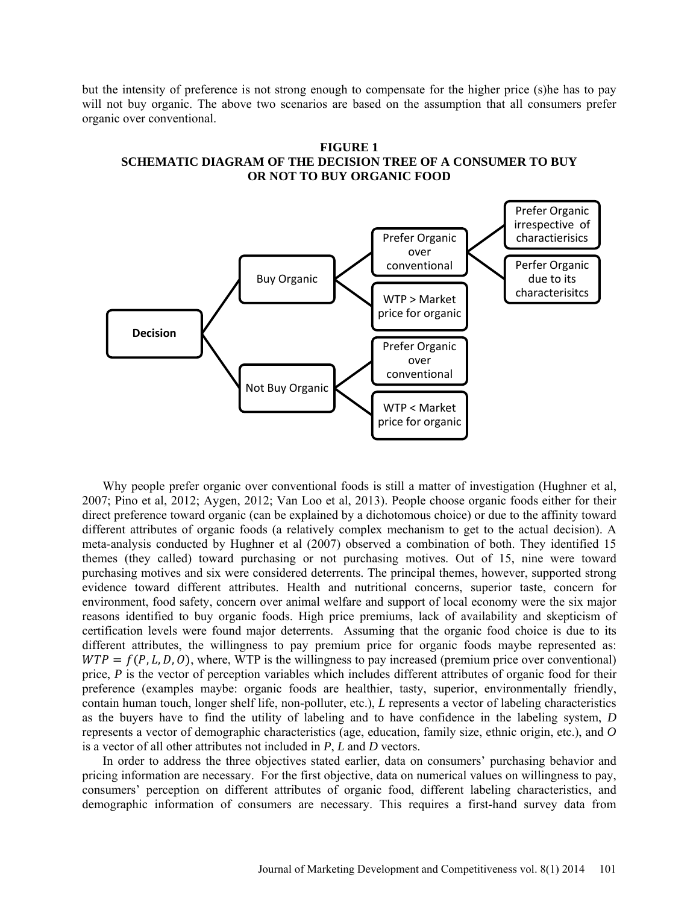but the intensity of preference is not strong enough to compensate for the higher price (s)he has to pay will not buy organic. The above two scenarios are based on the assumption that all consumers prefer organic over conventional.

**FIGURE 1**
**SCHEMATIC DIAGRAM OF THE DECISION TREE OF A CONSUMER TO BUY OR NOT TO BUY ORGANIC FOOD**

- Decision
  - Buy Organic
    - Prefer Organic over conventional
      - Prefer Organic irrespective of charactierisics
      - Perfer Organic due to its characterisitcs
    - WTP > Market price for organic
  - Not Buy Organic
    - Prefer Organic over conventional
    - WTP < Market price for organic

Why people prefer organic over conventional foods is still a matter of investigation (Hughner et al, 2007; Pino et al, 2012; Aygen, 2012; Van Loo et al, 2013). People choose organic foods either for their direct preference toward organic (can be explained by a dichotomous choice) or due to the affinity toward different attributes of organic foods (a relatively complex mechanism to get to the actual decision). A meta-analysis conducted by Hughner et al (2007) observed a combination of both. They identified 15 themes (they called) toward purchasing or not purchasing motives. Out of 15, nine were toward purchasing motives and six were considered deterrents. The principal themes, however, supported strong evidence toward different attributes. Health and nutritional concerns, superior taste, concern for environment, food safety, concern over animal welfare and support of local economy were the six major reasons identified to buy organic foods. High price premiums, lack of availability and skepticism of certification levels were found major deterrents. Assuming that the organic food choice is due to its different attributes, the willingness to pay premium price for organic foods maybe represented as: $WTP = f(P, L, D, O)$, where, WTP is the willingness to pay increased (premium price over conventional) price, *P* is the vector of perception variables which includes different attributes of organic food for their preference (examples maybe: organic foods are healthier, tasty, superior, environmentally friendly, contain human touch, longer shelf life, non-polluter, etc.), *L* represents a vector of labeling characteristics as the buyers have to find the utility of labeling and to have confidence in the labeling system, *D* represents a vector of demographic characteristics (age, education, family size, ethnic origin, etc.), and *O* is a vector of all other attributes not included in *P*, *L* and *D* vectors.

In order to address the three objectives stated earlier, data on consumers' purchasing behavior and pricing information are necessary. For the first objective, data on numerical values on willingness to pay, consumers' perception on different attributes of organic food, different labeling characteristics, and demographic information of consumers are necessary. This requires a first-hand survey data from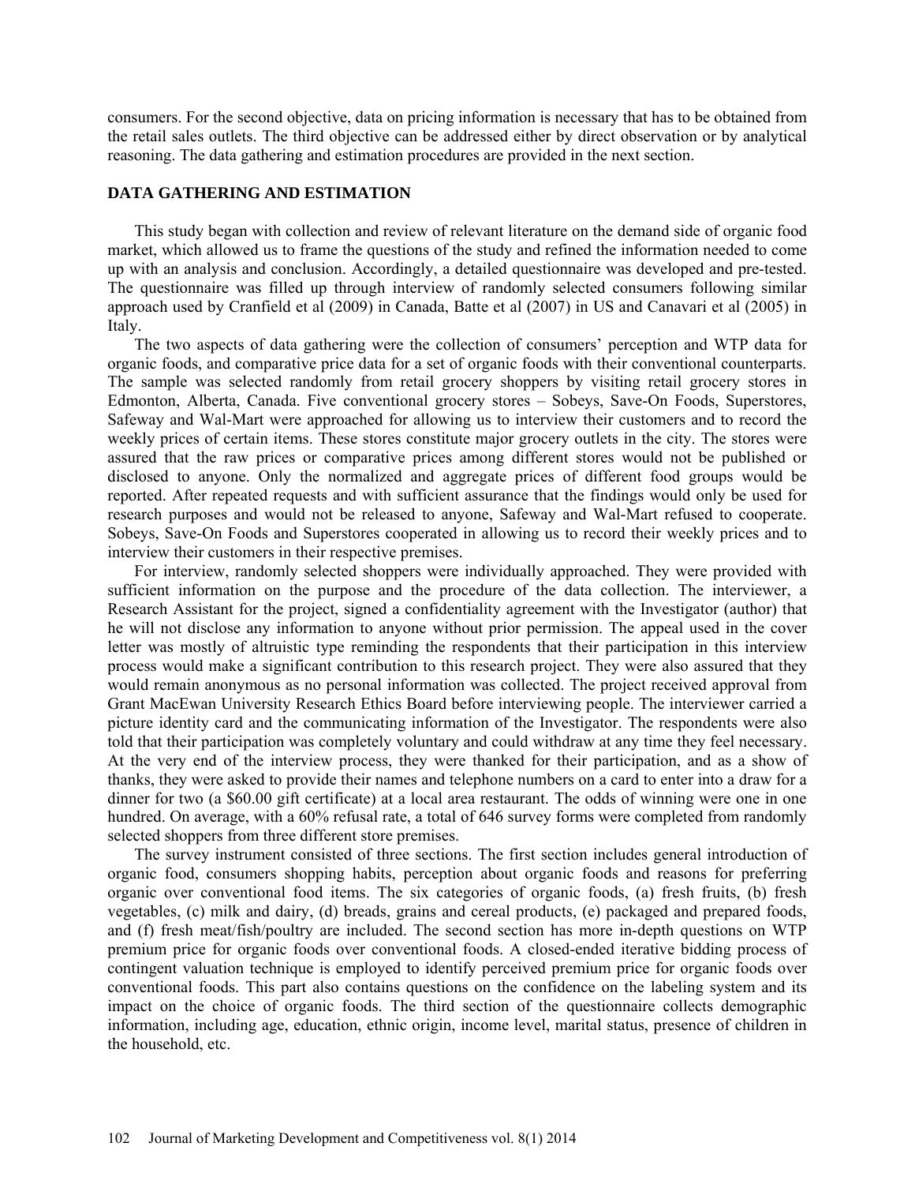consumers. For the second objective, data on pricing information is necessary that has to be obtained from the retail sales outlets. The third objective can be addressed either by direct observation or by analytical reasoning. The data gathering and estimation procedures are provided in the next section.

## DATA GATHERING AND ESTIMATION

This study began with collection and review of relevant literature on the demand side of organic food market, which allowed us to frame the questions of the study and refined the information needed to come up with an analysis and conclusion. Accordingly, a detailed questionnaire was developed and pre-tested. The questionnaire was filled up through interview of randomly selected consumers following similar approach used by Cranfield et al (2009) in Canada, Batte et al (2007) in US and Canavari et al (2005) in Italy.

The two aspects of data gathering were the collection of consumers' perception and WTP data for organic foods, and comparative price data for a set of organic foods with their conventional counterparts. The sample was selected randomly from retail grocery shoppers by visiting retail grocery stores in Edmonton, Alberta, Canada. Five conventional grocery stores – Sobeys, Save-On Foods, Superstores, Safeway and Wal-Mart were approached for allowing us to interview their customers and to record the weekly prices of certain items. These stores constitute major grocery outlets in the city. The stores were assured that the raw prices or comparative prices among different stores would not be published or disclosed to anyone. Only the normalized and aggregate prices of different food groups would be reported. After repeated requests and with sufficient assurance that the findings would only be used for research purposes and would not be released to anyone, Safeway and Wal-Mart refused to cooperate. Sobeys, Save-On Foods and Superstores cooperated in allowing us to record their weekly prices and to interview their customers in their respective premises.

For interview, randomly selected shoppers were individually approached. They were provided with sufficient information on the purpose and the procedure of the data collection. The interviewer, a Research Assistant for the project, signed a confidentiality agreement with the Investigator (author) that he will not disclose any information to anyone without prior permission. The appeal used in the cover letter was mostly of altruistic type reminding the respondents that their participation in this interview process would make a significant contribution to this research project. They were also assured that they would remain anonymous as no personal information was collected. The project received approval from Grant MacEwan University Research Ethics Board before interviewing people. The interviewer carried a picture identity card and the communicating information of the Investigator. The respondents were also told that their participation was completely voluntary and could withdraw at any time they feel necessary. At the very end of the interview process, they were thanked for their participation, and as a show of thanks, they were asked to provide their names and telephone numbers on a card to enter into a draw for a dinner for two (a $60.00 gift certificate) at a local area restaurant. The odds of winning were one in one hundred. On average, with a 60% refusal rate, a total of 646 survey forms were completed from randomly selected shoppers from three different store premises.

The survey instrument consisted of three sections. The first section includes general introduction of organic food, consumers shopping habits, perception about organic foods and reasons for preferring organic over conventional food items. The six categories of organic foods, (a) fresh fruits, (b) fresh vegetables, (c) milk and dairy, (d) breads, grains and cereal products, (e) packaged and prepared foods, and (f) fresh meat/fish/poultry are included. The second section has more in-depth questions on WTP premium price for organic foods over conventional foods. A closed-ended iterative bidding process of contingent valuation technique is employed to identify perceived premium price for organic foods over conventional foods. This part also contains questions on the confidence on the labeling system and its impact on the choice of organic foods. The third section of the questionnaire collects demographic information, including age, education, ethnic origin, income level, marital status, presence of children in the household, etc.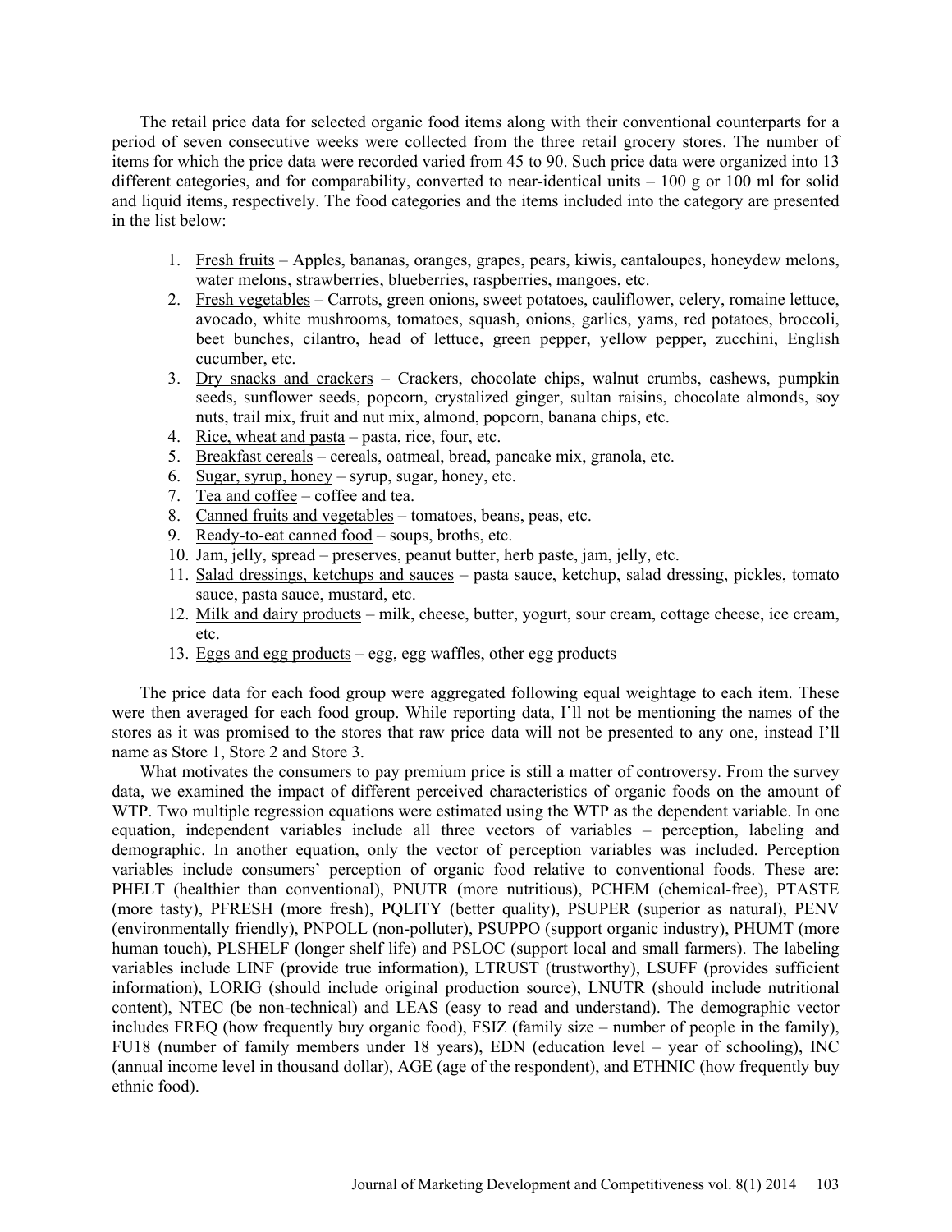The retail price data for selected organic food items along with their conventional counterparts for a period of seven consecutive weeks were collected from the three retail grocery stores. The number of items for which the price data were recorded varied from 45 to 90. Such price data were organized into 13 different categories, and for comparability, converted to near-identical units – 100 g or 100 ml for solid and liquid items, respectively. The food categories and the items included into the category are presented in the list below:

1. Fresh fruits – Apples, bananas, oranges, grapes, pears, kiwis, cantaloupes, honeydew melons, water melons, strawberries, blueberries, raspberries, mangoes, etc.
2. Fresh vegetables – Carrots, green onions, sweet potatoes, cauliflower, celery, romaine lettuce, avocado, white mushrooms, tomatoes, squash, onions, garlics, yams, red potatoes, broccoli, beet bunches, cilantro, head of lettuce, green pepper, yellow pepper, zucchini, English cucumber, etc.
3. Dry snacks and crackers – Crackers, chocolate chips, walnut crumbs, cashews, pumpkin seeds, sunflower seeds, popcorn, crystalized ginger, sultan raisins, chocolate almonds, soy nuts, trail mix, fruit and nut mix, almond, popcorn, banana chips, etc.
4. Rice, wheat and pasta – pasta, rice, four, etc.
5. Breakfast cereals – cereals, oatmeal, bread, pancake mix, granola, etc.
6. Sugar, syrup, honey – syrup, sugar, honey, etc.
7. Tea and coffee – coffee and tea.
8. Canned fruits and vegetables – tomatoes, beans, peas, etc.
9. Ready-to-eat canned food – soups, broths, etc.
10. Jam, jelly, spread – preserves, peanut butter, herb paste, jam, jelly, etc.
11. Salad dressings, ketchups and sauces – pasta sauce, ketchup, salad dressing, pickles, tomato sauce, pasta sauce, mustard, etc.
12. Milk and dairy products – milk, cheese, butter, yogurt, sour cream, cottage cheese, ice cream, etc.
13. Eggs and egg products – egg, egg waffles, other egg products

The price data for each food group were aggregated following equal weightage to each item. These were then averaged for each food group. While reporting data, I'll not be mentioning the names of the stores as it was promised to the stores that raw price data will not be presented to any one, instead I'll name as Store 1, Store 2 and Store 3.

What motivates the consumers to pay premium price is still a matter of controversy. From the survey data, we examined the impact of different perceived characteristics of organic foods on the amount of WTP. Two multiple regression equations were estimated using the WTP as the dependent variable. In one equation, independent variables include all three vectors of variables – perception, labeling and demographic. In another equation, only the vector of perception variables was included. Perception variables include consumers' perception of organic food relative to conventional foods. These are: PHELT (healthier than conventional), PNUTR (more nutritious), PCHEM (chemical-free), PTASTE (more tasty), PFRESH (more fresh), PQLITY (better quality), PSUPER (superior as natural), PENV (environmentally friendly), PNPOLL (non-polluter), PSUPPO (support organic industry), PHUMT (more human touch), PLSHELF (longer shelf life) and PSLOC (support local and small farmers). The labeling variables include LINF (provide true information), LTRUST (trustworthy), LSUFF (provides sufficient information), LORIG (should include original production source), LNUTR (should include nutritional content), NTEC (be non-technical) and LEAS (easy to read and understand). The demographic vector includes FREQ (how frequently buy organic food), FSIZ (family size – number of people in the family), FU18 (number of family members under 18 years), EDN (education level – year of schooling), INC (annual income level in thousand dollar), AGE (age of the respondent), and ETHNIC (how frequently buy ethnic food).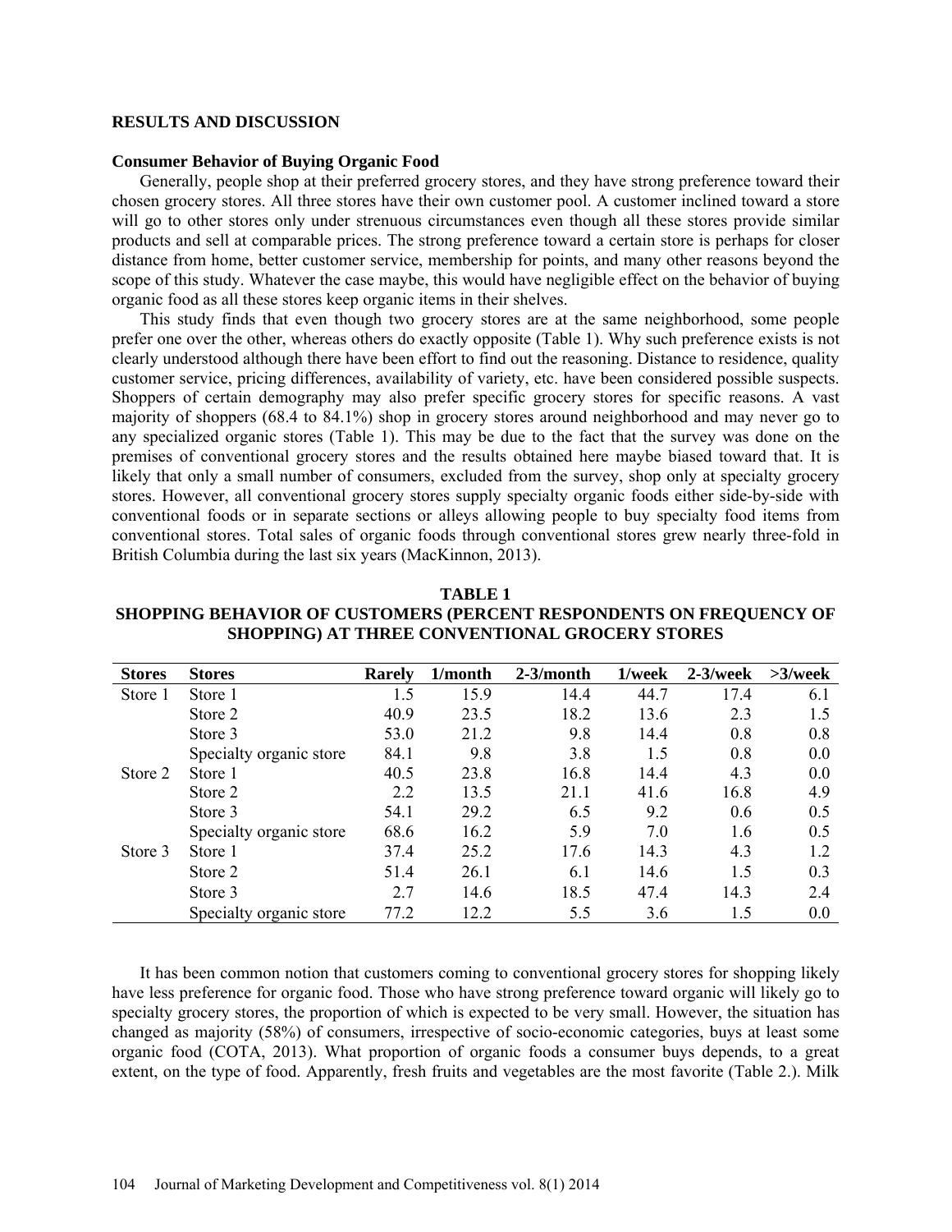## RESULTS AND DISCUSSION

### Consumer Behavior of Buying Organic Food

Generally, people shop at their preferred grocery stores, and they have strong preference toward their chosen grocery stores. All three stores have their own customer pool. A customer inclined toward a store will go to other stores only under strenuous circumstances even though all these stores provide similar products and sell at comparable prices. The strong preference toward a certain store is perhaps for closer distance from home, better customer service, membership for points, and many other reasons beyond the scope of this study. Whatever the case maybe, this would have negligible effect on the behavior of buying organic food as all these stores keep organic items in their shelves.

This study finds that even though two grocery stores are at the same neighborhood, some people prefer one over the other, whereas others do exactly opposite (Table 1). Why such preference exists is not clearly understood although there have been effort to find out the reasoning. Distance to residence, quality customer service, pricing differences, availability of variety, etc. have been considered possible suspects. Shoppers of certain demography may also prefer specific grocery stores for specific reasons. A vast majority of shoppers (68.4 to 84.1%) shop in grocery stores around neighborhood and may never go to any specialized organic stores (Table 1). This may be due to the fact that the survey was done on the premises of conventional grocery stores and the results obtained here maybe biased toward that. It is likely that only a small number of consumers, excluded from the survey, shop only at specialty grocery stores. However, all conventional grocery stores supply specialty organic foods either side-by-side with conventional foods or in separate sections or alleys allowing people to buy specialty food items from conventional stores. Total sales of organic foods through conventional stores grew nearly three-fold in British Columbia during the last six years (MacKinnon, 2013).

**TABLE 1**
**SHOPPING BEHAVIOR OF CUSTOMERS (PERCENT RESPONDENTS ON FREQUENCY OF SHOPPING) AT THREE CONVENTIONAL GROCERY STORES**

| Stores | Stores | Rarely | 1/month | 2-3/month | 1/week | 2-3/week | >3/week |
|---|---|---|---|---|---|---|---|
| Store 1 | Store 1 | 1.5 | 15.9 | 14.4 | 44.7 | 17.4 | 6.1 |
| | Store 2 | 40.9 | 23.5 | 18.2 | 13.6 | 2.3 | 1.5 |
| | Store 3 | 53.0 | 21.2 | 9.8 | 14.4 | 0.8 | 0.8 |
| | Specialty organic store | 84.1 | 9.8 | 3.8 | 1.5 | 0.8 | 0.0 |
| Store 2 | Store 1 | 40.5 | 23.8 | 16.8 | 14.4 | 4.3 | 0.0 |
| | Store 2 | 2.2 | 13.5 | 21.1 | 41.6 | 16.8 | 4.9 |
| | Store 3 | 54.1 | 29.2 | 6.5 | 9.2 | 0.6 | 0.5 |
| | Specialty organic store | 68.6 | 16.2 | 5.9 | 7.0 | 1.6 | 0.5 |
| Store 3 | Store 1 | 37.4 | 25.2 | 17.6 | 14.3 | 4.3 | 1.2 |
| | Store 2 | 51.4 | 26.1 | 6.1 | 14.6 | 1.5 | 0.3 |
| | Store 3 | 2.7 | 14.6 | 18.5 | 47.4 | 14.3 | 2.4 |
| | Specialty organic store | 77.2 | 12.2 | 5.5 | 3.6 | 1.5 | 0.0 |

It has been common notion that customers coming to conventional grocery stores for shopping likely have less preference for organic food. Those who have strong preference toward organic will likely go to specialty grocery stores, the proportion of which is expected to be very small. However, the situation has changed as majority (58%) of consumers, irrespective of socio-economic categories, buys at least some organic food (COTA, 2013). What proportion of organic foods a consumer buys depends, to a great extent, on the type of food. Apparently, fresh fruits and vegetables are the most favorite (Table 2.). Milk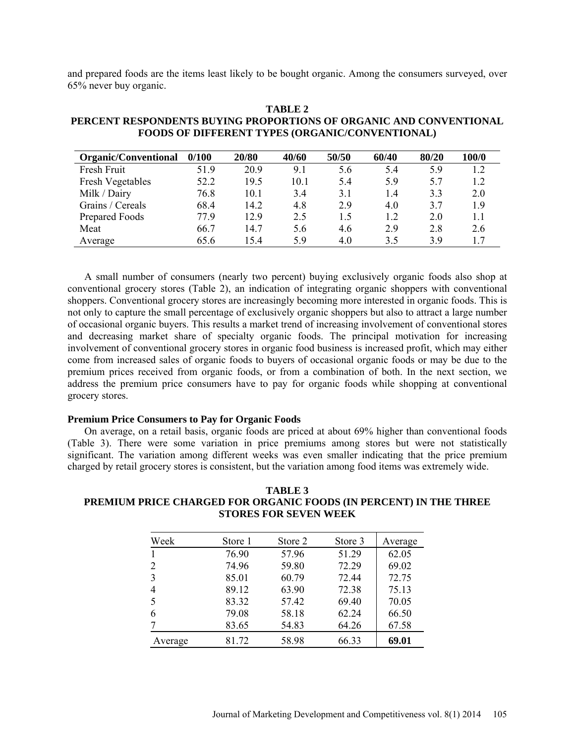and prepared foods are the items least likely to be bought organic. Among the consumers surveyed, over 65% never buy organic.

**TABLE 2**
**PERCENT RESPONDENTS BUYING PROPORTIONS OF ORGANIC AND CONVENTIONAL FOODS OF DIFFERENT TYPES (ORGANIC/CONVENTIONAL)**

| Organic/Conventional | 0/100 | 20/80 | 40/60 | 50/50 | 60/40 | 80/20 | 100/0 |
|---|---|---|---|---|---|---|---|
| Fresh Fruit | 51.9 | 20.9 | 9.1 | 5.6 | 5.4 | 5.9 | 1.2 |
| Fresh Vegetables | 52.2 | 19.5 | 10.1 | 5.4 | 5.9 | 5.7 | 1.2 |
| Milk / Dairy | 76.8 | 10.1 | 3.4 | 3.1 | 1.4 | 3.3 | 2.0 |
| Grains / Cereals | 68.4 | 14.2 | 4.8 | 2.9 | 4.0 | 3.7 | 1.9 |
| Prepared Foods | 77.9 | 12.9 | 2.5 | 1.5 | 1.2 | 2.0 | 1.1 |
| Meat | 66.7 | 14.7 | 5.6 | 4.6 | 2.9 | 2.8 | 2.6 |
| Average | 65.6 | 15.4 | 5.9 | 4.0 | 3.5 | 3.9 | 1.7 |

A small number of consumers (nearly two percent) buying exclusively organic foods also shop at conventional grocery stores (Table 2), an indication of integrating organic shoppers with conventional shoppers. Conventional grocery stores are increasingly becoming more interested in organic foods. This is not only to capture the small percentage of exclusively organic shoppers but also to attract a large number of occasional organic buyers. This results a market trend of increasing involvement of conventional stores and decreasing market share of specialty organic foods. The principal motivation for increasing involvement of conventional grocery stores in organic food business is increased profit, which may either come from increased sales of organic foods to buyers of occasional organic foods or may be due to the premium prices received from organic foods, or from a combination of both. In the next section, we address the premium price consumers have to pay for organic foods while shopping at conventional grocery stores.

### Premium Price Consumers to Pay for Organic Foods

On average, on a retail basis, organic foods are priced at about 69% higher than conventional foods (Table 3). There were some variation in price premiums among stores but were not statistically significant. The variation among different weeks was even smaller indicating that the price premium charged by retail grocery stores is consistent, but the variation among food items was extremely wide.

**TABLE 3**
**PREMIUM PRICE CHARGED FOR ORGANIC FOODS (IN PERCENT) IN THE THREE STORES FOR SEVEN WEEK**

| Week | Store 1 | Store 2 | Store 3 | Average |
|---|---|---|---|---|
| 1 | 76.90 | 57.96 | 51.29 | 62.05 |
| 2 | 74.96 | 59.80 | 72.29 | 69.02 |
| 3 | 85.01 | 60.79 | 72.44 | 72.75 |
| 4 | 89.12 | 63.90 | 72.38 | 75.13 |
| 5 | 83.32 | 57.42 | 69.40 | 70.05 |
| 6 | 79.08 | 58.18 | 62.24 | 66.50 |
| 7 | 83.65 | 54.83 | 64.26 | 67.58 |
| Average | 81.72 | 58.98 | 66.33 | **69.01** |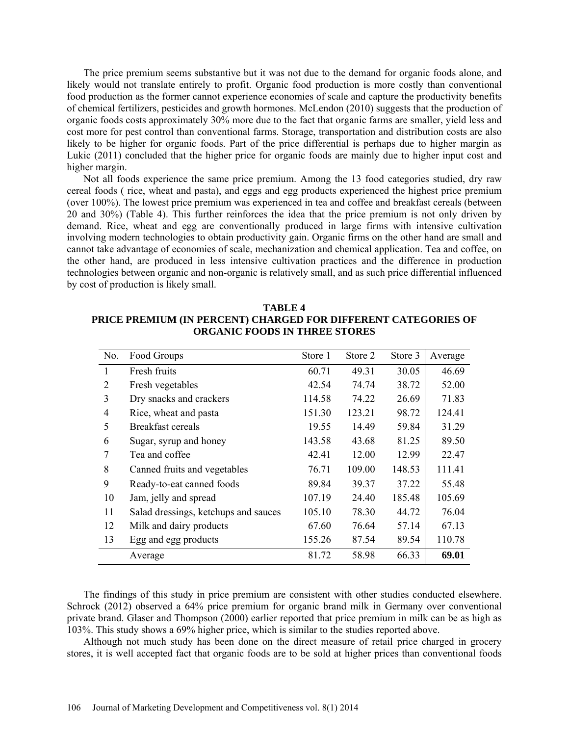The price premium seems substantive but it was not due to the demand for organic foods alone, and likely would not translate entirely to profit. Organic food production is more costly than conventional food production as the former cannot experience economies of scale and capture the productivity benefits of chemical fertilizers, pesticides and growth hormones. McLendon (2010) suggests that the production of organic foods costs approximately 30% more due to the fact that organic farms are smaller, yield less and cost more for pest control than conventional farms. Storage, transportation and distribution costs are also likely to be higher for organic foods. Part of the price differential is perhaps due to higher margin as Lukic (2011) concluded that the higher price for organic foods are mainly due to higher input cost and higher margin.

Not all foods experience the same price premium. Among the 13 food categories studied, dry raw cereal foods ( rice, wheat and pasta), and eggs and egg products experienced the highest price premium (over 100%). The lowest price premium was experienced in tea and coffee and breakfast cereals (between 20 and 30%) (Table 4). This further reinforces the idea that the price premium is not only driven by demand. Rice, wheat and egg are conventionally produced in large firms with intensive cultivation involving modern technologies to obtain productivity gain. Organic firms on the other hand are small and cannot take advantage of economies of scale, mechanization and chemical application. Tea and coffee, on the other hand, are produced in less intensive cultivation practices and the difference in production technologies between organic and non-organic is relatively small, and as such price differential influenced by cost of production is likely small.

**TABLE 4**
**PRICE PREMIUM (IN PERCENT) CHARGED FOR DIFFERENT CATEGORIES OF ORGANIC FOODS IN THREE STORES**

| No. | Food Groups | Store 1 | Store 2 | Store 3 | Average |
|---|---|---|---|---|---|
| 1 | Fresh fruits | 60.71 | 49.31 | 30.05 | 46.69 |
| 2 | Fresh vegetables | 42.54 | 74.74 | 38.72 | 52.00 |
| 3 | Dry snacks and crackers | 114.58 | 74.22 | 26.69 | 71.83 |
| 4 | Rice, wheat and pasta | 151.30 | 123.21 | 98.72 | 124.41 |
| 5 | Breakfast cereals | 19.55 | 14.49 | 59.84 | 31.29 |
| 6 | Sugar, syrup and honey | 143.58 | 43.68 | 81.25 | 89.50 |
| 7 | Tea and coffee | 42.41 | 12.00 | 12.99 | 22.47 |
| 8 | Canned fruits and vegetables | 76.71 | 109.00 | 148.53 | 111.41 |
| 9 | Ready-to-eat canned foods | 89.84 | 39.37 | 37.22 | 55.48 |
| 10 | Jam, jelly and spread | 107.19 | 24.40 | 185.48 | 105.69 |
| 11 | Salad dressings, ketchups and sauces | 105.10 | 78.30 | 44.72 | 76.04 |
| 12 | Milk and dairy products | 67.60 | 76.64 | 57.14 | 67.13 |
| 13 | Egg and egg products | 155.26 | 87.54 | 89.54 | 110.78 |
| | Average | 81.72 | 58.98 | 66.33 | **69.01** |

The findings of this study in price premium are consistent with other studies conducted elsewhere. Schrock (2012) observed a 64% price premium for organic brand milk in Germany over conventional private brand. Glaser and Thompson (2000) earlier reported that price premium in milk can be as high as 103%. This study shows a 69% higher price, which is similar to the studies reported above.

Although not much study has been done on the direct measure of retail price charged in grocery stores, it is well accepted fact that organic foods are to be sold at higher prices than conventional foods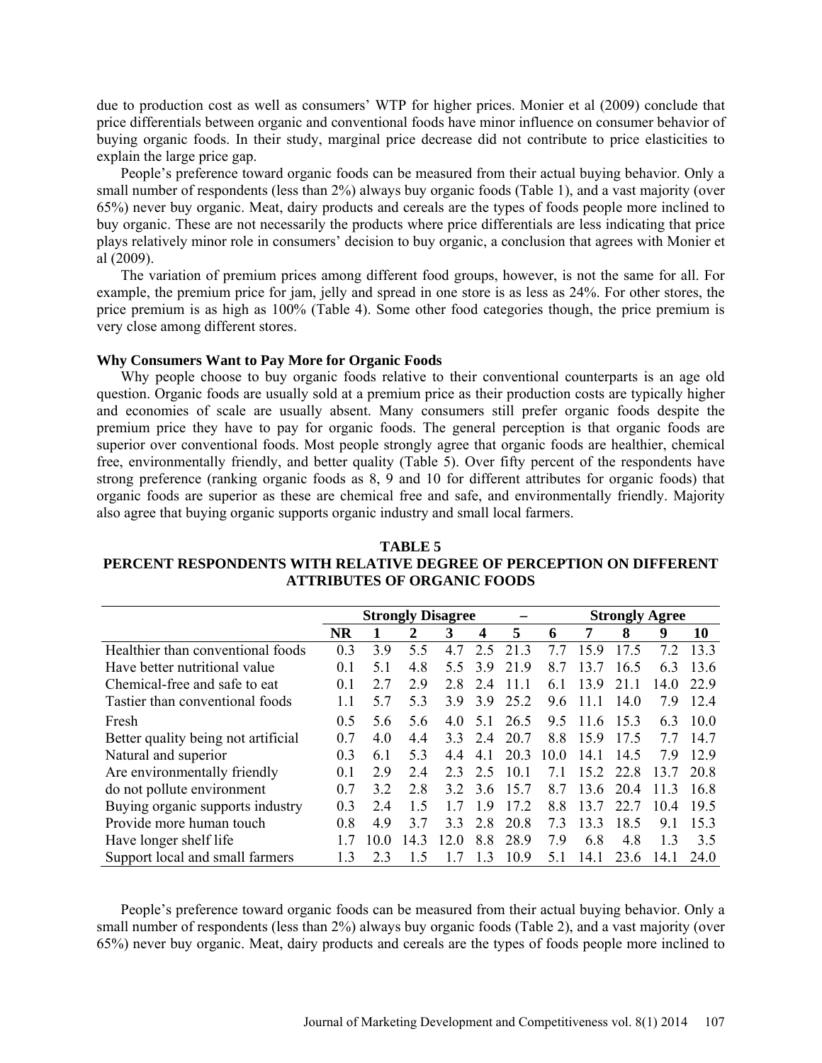due to production cost as well as consumers' WTP for higher prices. Monier et al (2009) conclude that price differentials between organic and conventional foods have minor influence on consumer behavior of buying organic foods. In their study, marginal price decrease did not contribute to price elasticities to explain the large price gap.

People's preference toward organic foods can be measured from their actual buying behavior. Only a small number of respondents (less than 2%) always buy organic foods (Table 1), and a vast majority (over 65%) never buy organic. Meat, dairy products and cereals are the types of foods people more inclined to buy organic. These are not necessarily the products where price differentials are less indicating that price plays relatively minor role in consumers' decision to buy organic, a conclusion that agrees with Monier et al (2009).

The variation of premium prices among different food groups, however, is not the same for all. For example, the premium price for jam, jelly and spread in one store is as less as 24%. For other stores, the price premium is as high as 100% (Table 4). Some other food categories though, the price premium is very close among different stores.

**Why Consumers Want to Pay More for Organic Foods**

Why people choose to buy organic foods relative to their conventional counterparts is an age old question. Organic foods are usually sold at a premium price as their production costs are typically higher and economies of scale are usually absent. Many consumers still prefer organic foods despite the premium price they have to pay for organic foods. The general perception is that organic foods are superior over conventional foods. Most people strongly agree that organic foods are healthier, chemical free, environmentally friendly, and better quality (Table 5). Over fifty percent of the respondents have strong preference (ranking organic foods as 8, 9 and 10 for different attributes for organic foods) that organic foods are superior as these are chemical free and safe, and environmentally friendly. Majority also agree that buying organic supports organic industry and small local farmers.

**TABLE 5**
**PERCENT RESPONDENTS WITH RELATIVE DEGREE OF PERCEPTION ON DIFFERENT ATTRIBUTES OF ORGANIC FOODS**

| | | Strongly Disagree | | | | – | | | Strongly Agree | | |
|---|---|---|---|---|---|---|---|---|---|---|---|
| | **NR** | **1** | **2** | **3** | **4** | **5** | **6** | **7** | **8** | **9** | **10** |
| Healthier than conventional foods | 0.3 | 3.9 | 5.5 | 4.7 | 2.5 | 21.3 | 7.7 | 15.9 | 17.5 | 7.2 | 13.3 |
| Have better nutritional value | 0.1 | 5.1 | 4.8 | 5.5 | 3.9 | 21.9 | 8.7 | 13.7 | 16.5 | 6.3 | 13.6 |
| Chemical-free and safe to eat | 0.1 | 2.7 | 2.9 | 2.8 | 2.4 | 11.1 | 6.1 | 13.9 | 21.1 | 14.0 | 22.9 |
| Tastier than conventional foods | 1.1 | 5.7 | 5.3 | 3.9 | 3.9 | 25.2 | 9.6 | 11.1 | 14.0 | 7.9 | 12.4 |
| Fresh | 0.5 | 5.6 | 5.6 | 4.0 | 5.1 | 26.5 | 9.5 | 11.6 | 15.3 | 6.3 | 10.0 |
| Better quality being not artificial | 0.7 | 4.0 | 4.4 | 3.3 | 2.4 | 20.7 | 8.8 | 15.9 | 17.5 | 7.7 | 14.7 |
| Natural and superior | 0.3 | 6.1 | 5.3 | 4.4 | 4.1 | 20.3 | 10.0 | 14.1 | 14.5 | 7.9 | 12.9 |
| Are environmentally friendly | 0.1 | 2.9 | 2.4 | 2.3 | 2.5 | 10.1 | 7.1 | 15.2 | 22.8 | 13.7 | 20.8 |
| do not pollute environment | 0.7 | 3.2 | 2.8 | 3.2 | 3.6 | 15.7 | 8.7 | 13.6 | 20.4 | 11.3 | 16.8 |
| Buying organic supports industry | 0.3 | 2.4 | 1.5 | 1.7 | 1.9 | 17.2 | 8.8 | 13.7 | 22.7 | 10.4 | 19.5 |
| Provide more human touch | 0.8 | 4.9 | 3.7 | 3.3 | 2.8 | 20.8 | 7.3 | 13.3 | 18.5 | 9.1 | 15.3 |
| Have longer shelf life | 1.7 | 10.0 | 14.3 | 12.0 | 8.8 | 28.9 | 7.9 | 6.8 | 4.8 | 1.3 | 3.5 |
| Support local and small farmers | 1.3 | 2.3 | 1.5 | 1.7 | 1.3 | 10.9 | 5.1 | 14.1 | 23.6 | 14.1 | 24.0 |

People's preference toward organic foods can be measured from their actual buying behavior. Only a small number of respondents (less than 2%) always buy organic foods (Table 2), and a vast majority (over 65%) never buy organic. Meat, dairy products and cereals are the types of foods people more inclined to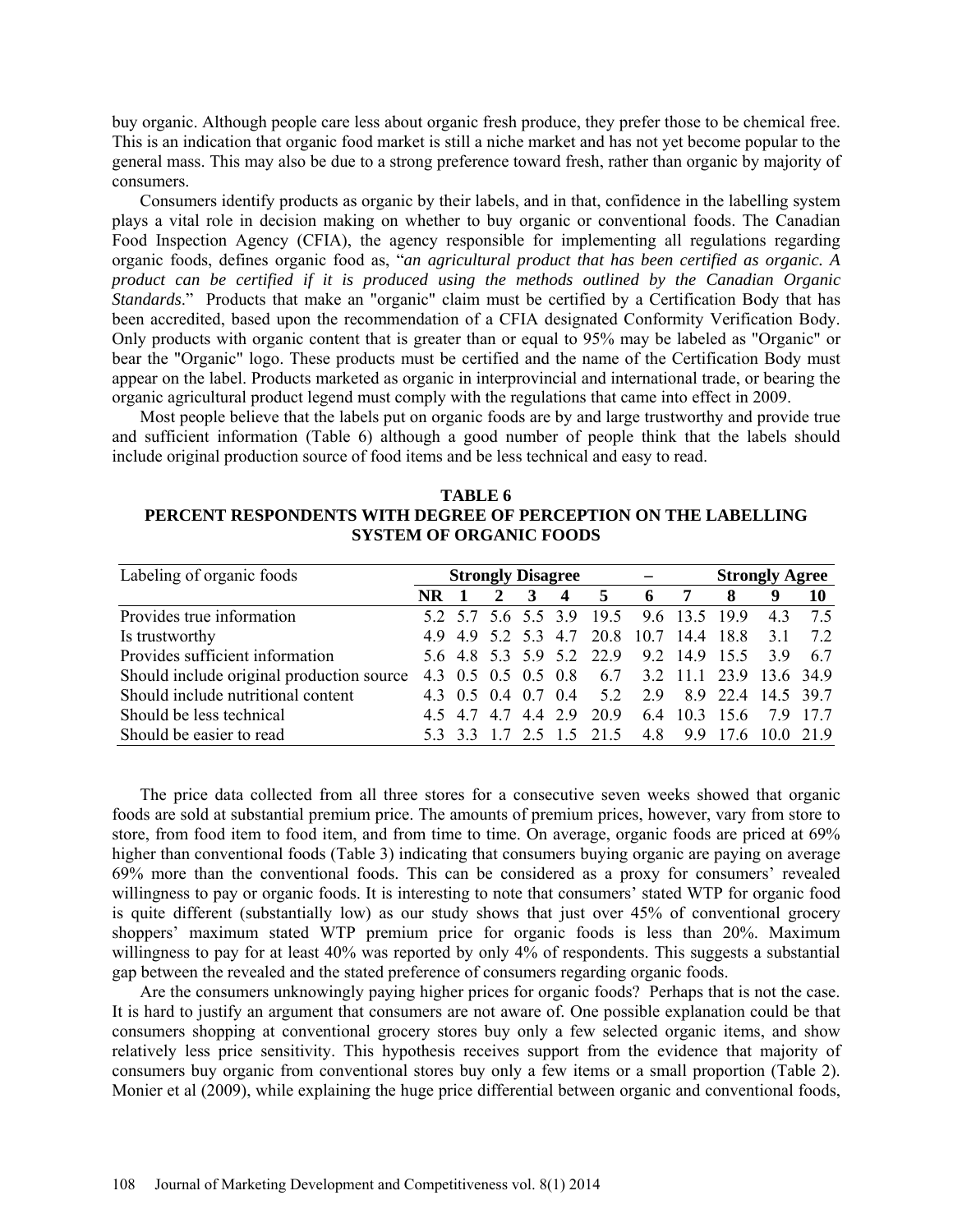buy organic. Although people care less about organic fresh produce, they prefer those to be chemical free. This is an indication that organic food market is still a niche market and has not yet become popular to the general mass. This may also be due to a strong preference toward fresh, rather than organic by majority of consumers.

Consumers identify products as organic by their labels, and in that, confidence in the labelling system plays a vital role in decision making on whether to buy organic or conventional foods. The Canadian Food Inspection Agency (CFIA), the agency responsible for implementing all regulations regarding organic foods, defines organic food as, "*an agricultural product that has been certified as organic. A product can be certified if it is produced using the methods outlined by the Canadian Organic Standards*." Products that make an "organic" claim must be certified by a Certification Body that has been accredited, based upon the recommendation of a CFIA designated Conformity Verification Body. Only products with organic content that is greater than or equal to 95% may be labeled as "Organic" or bear the "Organic" logo. These products must be certified and the name of the Certification Body must appear on the label. Products marketed as organic in interprovincial and international trade, or bearing the organic agricultural product legend must comply with the regulations that came into effect in 2009.

Most people believe that the labels put on organic foods are by and large trustworthy and provide true and sufficient information (Table 6) although a good number of people think that the labels should include original production source of food items and be less technical and easy to read.

**TABLE 6**
**PERCENT RESPONDENTS WITH DEGREE OF PERCEPTION ON THE LABELLING SYSTEM OF ORGANIC FOODS**

| Labeling of organic foods | Strongly Disagree | | | | | – | | | Strongly Agree | | |
|---|---|---|---|---|---|---|---|---|---|---|---|
| | NR | 1 | 2 | 3 | 4 | 5 | 6 | 7 | 8 | 9 | 10 |
| Provides true information | 5.2 | 5.7 | 5.6 | 5.5 | 3.9 | 19.5 | 9.6 | 13.5 | 19.9 | 4.3 | 7.5 |
| Is trustworthy | 4.9 | 4.9 | 5.2 | 5.3 | 4.7 | 20.8 | 10.7 | 14.4 | 18.8 | 3.1 | 7.2 |
| Provides sufficient information | 5.6 | 4.8 | 5.3 | 5.9 | 5.2 | 22.9 | 9.2 | 14.9 | 15.5 | 3.9 | 6.7 |
| Should include original production source | 4.3 | 0.5 | 0.5 | 0.5 | 0.8 | 6.7 | 3.2 | 11.1 | 23.9 | 13.6 | 34.9 |
| Should include nutritional content | 4.3 | 0.5 | 0.4 | 0.7 | 0.4 | 5.2 | 2.9 | 8.9 | 22.4 | 14.5 | 39.7 |
| Should be less technical | 4.5 | 4.7 | 4.7 | 4.4 | 2.9 | 20.9 | 6.4 | 10.3 | 15.6 | 7.9 | 17.7 |
| Should be easier to read | 5.3 | 3.3 | 1.7 | 2.5 | 1.5 | 21.5 | 4.8 | 9.9 | 17.6 | 10.0 | 21.9 |

The price data collected from all three stores for a consecutive seven weeks showed that organic foods are sold at substantial premium price. The amounts of premium prices, however, vary from store to store, from food item to food item, and from time to time. On average, organic foods are priced at 69% higher than conventional foods (Table 3) indicating that consumers buying organic are paying on average 69% more than the conventional foods. This can be considered as a proxy for consumers' revealed willingness to pay or organic foods. It is interesting to note that consumers' stated WTP for organic food is quite different (substantially low) as our study shows that just over 45% of conventional grocery shoppers' maximum stated WTP premium price for organic foods is less than 20%. Maximum willingness to pay for at least 40% was reported by only 4% of respondents. This suggests a substantial gap between the revealed and the stated preference of consumers regarding organic foods.

Are the consumers unknowingly paying higher prices for organic foods? Perhaps that is not the case. It is hard to justify an argument that consumers are not aware of. One possible explanation could be that consumers shopping at conventional grocery stores buy only a few selected organic items, and show relatively less price sensitivity. This hypothesis receives support from the evidence that majority of consumers buy organic from conventional stores buy only a few items or a small proportion (Table 2). Monier et al (2009), while explaining the huge price differential between organic and conventional foods,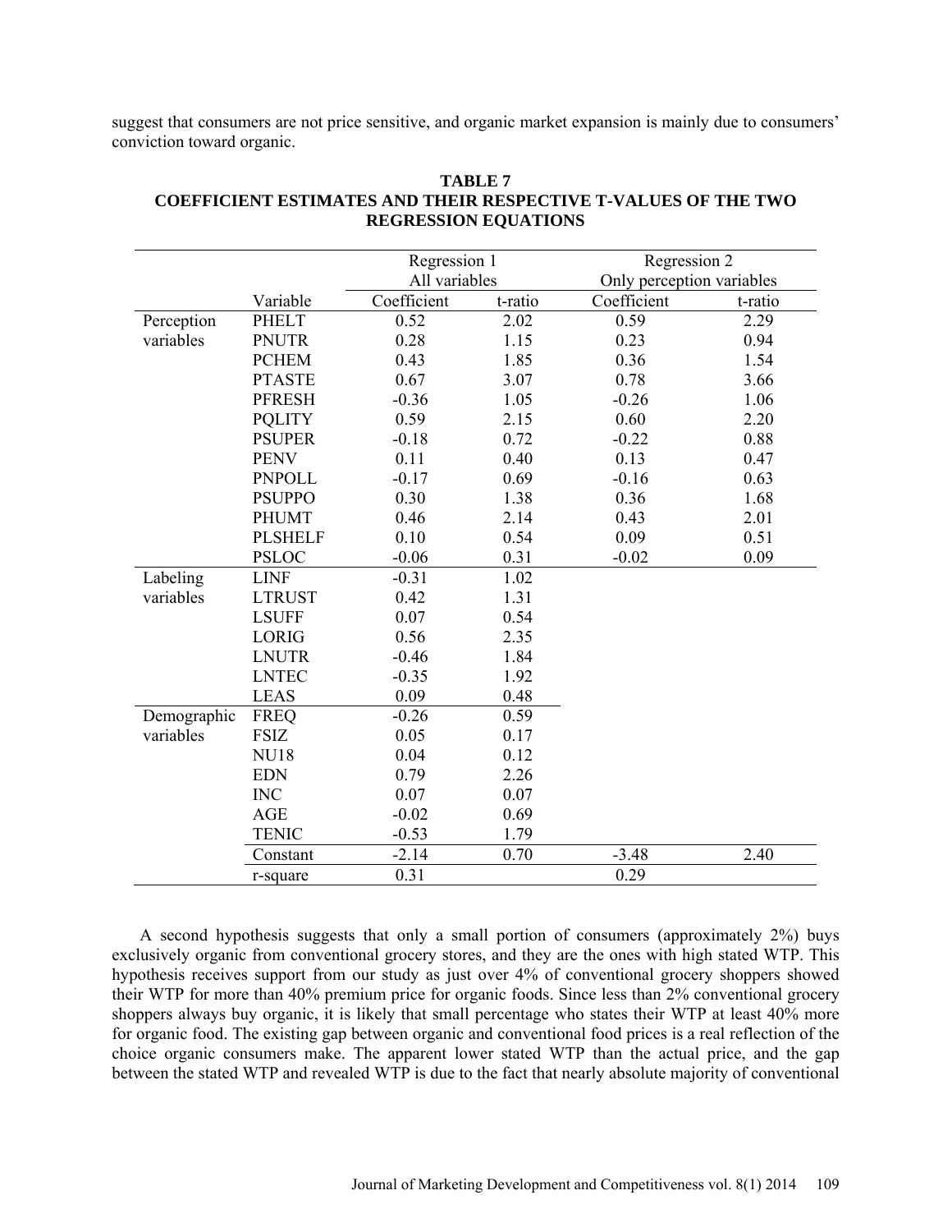suggest that consumers are not price sensitive, and organic market expansion is mainly due to consumers' conviction toward organic.

**TABLE 7**
**COEFFICIENT ESTIMATES AND THEIR RESPECTIVE T-VALUES OF THE TWO REGRESSION EQUATIONS**

| | | Regression 1 All variables | | Regression 2 Only perception variables | |
|---|---|---|---|---|---|
| | Variable | Coefficient | t-ratio | Coefficient | t-ratio |
| Perception variables | PHELT | 0.52 | 2.02 | 0.59 | 2.29 |
| | PNUTR | 0.28 | 1.15 | 0.23 | 0.94 |
| | PCHEM | 0.43 | 1.85 | 0.36 | 1.54 |
| | PTASTE | 0.67 | 3.07 | 0.78 | 3.66 |
| | PFRESH | -0.36 | 1.05 | -0.26 | 1.06 |
| | PQLITY | 0.59 | 2.15 | 0.60 | 2.20 |
| | PSUPER | -0.18 | 0.72 | -0.22 | 0.88 |
| | PENV | 0.11 | 0.40 | 0.13 | 0.47 |
| | PNPOLL | -0.17 | 0.69 | -0.16 | 0.63 |
| | PSUPPO | 0.30 | 1.38 | 0.36 | 1.68 |
| | PHUMT | 0.46 | 2.14 | 0.43 | 2.01 |
| | PLSHELF | 0.10 | 0.54 | 0.09 | 0.51 |
| | PSLOC | -0.06 | 0.31 | -0.02 | 0.09 |
| Labeling variables | LINF | -0.31 | 1.02 | | |
| | LTRUST | 0.42 | 1.31 | | |
| | LSUFF | 0.07 | 0.54 | | |
| | LORIG | 0.56 | 2.35 | | |
| | LNUTR | -0.46 | 1.84 | | |
| | LNTEC | -0.35 | 1.92 | | |
| | LEAS | 0.09 | 0.48 | | |
| Demographic variables | FREQ | -0.26 | 0.59 | | |
| | FSIZ | 0.05 | 0.17 | | |
| | NU18 | 0.04 | 0.12 | | |
| | EDN | 0.79 | 2.26 | | |
| | INC | 0.07 | 0.07 | | |
| | AGE | -0.02 | 0.69 | | |
| | TENIC | -0.53 | 1.79 | | |
| | Constant | -2.14 | 0.70 | -3.48 | 2.40 |
| | r-square | 0.31 | | 0.29 | |

A second hypothesis suggests that only a small portion of consumers (approximately 2%) buys exclusively organic from conventional grocery stores, and they are the ones with high stated WTP. This hypothesis receives support from our study as just over 4% of conventional grocery shoppers showed their WTP for more than 40% premium price for organic foods. Since less than 2% conventional grocery shoppers always buy organic, it is likely that small percentage who states their WTP at least 40% more for organic food. The existing gap between organic and conventional food prices is a real reflection of the choice organic consumers make. The apparent lower stated WTP than the actual price, and the gap between the stated WTP and revealed WTP is due to the fact that nearly absolute majority of conventional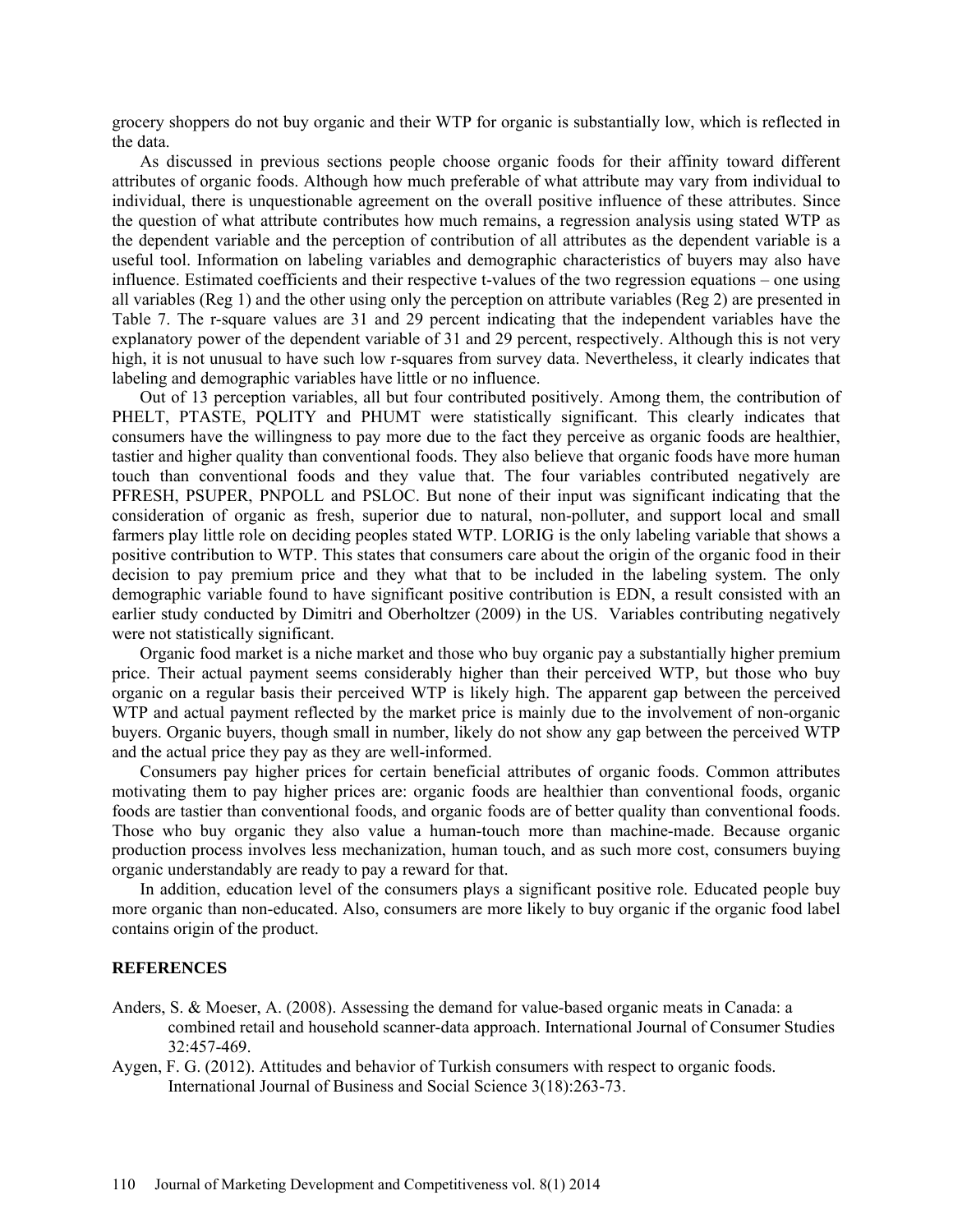grocery shoppers do not buy organic and their WTP for organic is substantially low, which is reflected in the data.

As discussed in previous sections people choose organic foods for their affinity toward different attributes of organic foods. Although how much preferable of what attribute may vary from individual to individual, there is unquestionable agreement on the overall positive influence of these attributes. Since the question of what attribute contributes how much remains, a regression analysis using stated WTP as the dependent variable and the perception of contribution of all attributes as the dependent variable is a useful tool. Information on labeling variables and demographic characteristics of buyers may also have influence. Estimated coefficients and their respective t-values of the two regression equations – one using all variables (Reg 1) and the other using only the perception on attribute variables (Reg 2) are presented in Table 7. The r-square values are 31 and 29 percent indicating that the independent variables have the explanatory power of the dependent variable of 31 and 29 percent, respectively. Although this is not very high, it is not unusual to have such low r-squares from survey data. Nevertheless, it clearly indicates that labeling and demographic variables have little or no influence.

Out of 13 perception variables, all but four contributed positively. Among them, the contribution of PHELT, PTASTE, PQLITY and PHUMT were statistically significant. This clearly indicates that consumers have the willingness to pay more due to the fact they perceive as organic foods are healthier, tastier and higher quality than conventional foods. They also believe that organic foods have more human touch than conventional foods and they value that. The four variables contributed negatively are PFRESH, PSUPER, PNPOLL and PSLOC. But none of their input was significant indicating that the consideration of organic as fresh, superior due to natural, non-polluter, and support local and small farmers play little role on deciding peoples stated WTP. LORIG is the only labeling variable that shows a positive contribution to WTP. This states that consumers care about the origin of the organic food in their decision to pay premium price and they what that to be included in the labeling system. The only demographic variable found to have significant positive contribution is EDN, a result consisted with an earlier study conducted by Dimitri and Oberholtzer (2009) in the US. Variables contributing negatively were not statistically significant.

Organic food market is a niche market and those who buy organic pay a substantially higher premium price. Their actual payment seems considerably higher than their perceived WTP, but those who buy organic on a regular basis their perceived WTP is likely high. The apparent gap between the perceived WTP and actual payment reflected by the market price is mainly due to the involvement of non-organic buyers. Organic buyers, though small in number, likely do not show any gap between the perceived WTP and the actual price they pay as they are well-informed.

Consumers pay higher prices for certain beneficial attributes of organic foods. Common attributes motivating them to pay higher prices are: organic foods are healthier than conventional foods, organic foods are tastier than conventional foods, and organic foods are of better quality than conventional foods. Those who buy organic they also value a human-touch more than machine-made. Because organic production process involves less mechanization, human touch, and as such more cost, consumers buying organic understandably are ready to pay a reward for that.

In addition, education level of the consumers plays a significant positive role. Educated people buy more organic than non-educated. Also, consumers are more likely to buy organic if the organic food label contains origin of the product.

## REFERENCES

Anders, S. & Moeser, A. (2008). Assessing the demand for value-based organic meats in Canada: a combined retail and household scanner-data approach. International Journal of Consumer Studies 32:457-469.

Aygen, F. G. (2012). Attitudes and behavior of Turkish consumers with respect to organic foods. International Journal of Business and Social Science 3(18):263-73.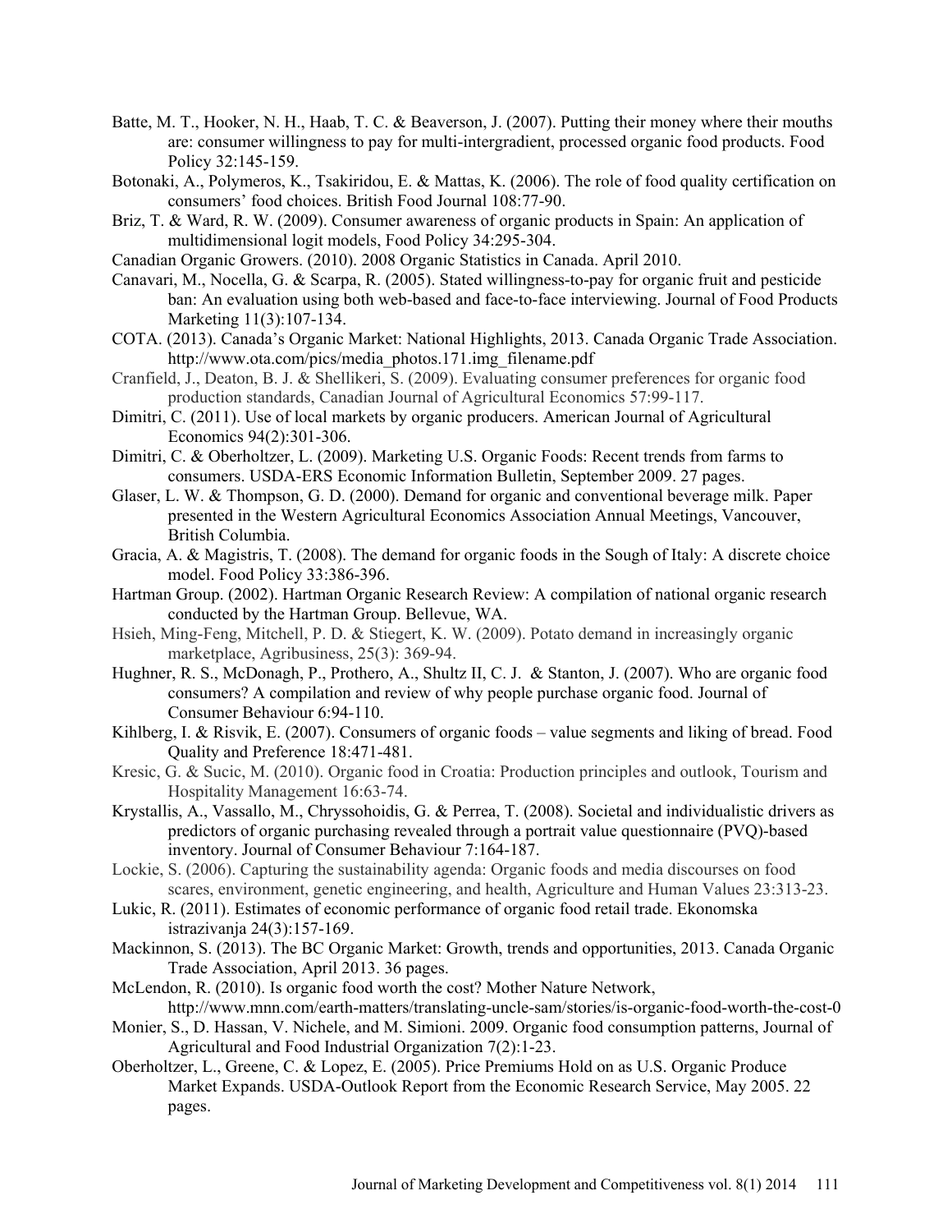Batte, M. T., Hooker, N. H., Haab, T. C. & Beaverson, J. (2007). Putting their money where their mouths are: consumer willingness to pay for multi-intergradient, processed organic food products. Food Policy 32:145-159.

Botonaki, A., Polymeros, K., Tsakiridou, E. & Mattas, K. (2006). The role of food quality certification on consumers' food choices. British Food Journal 108:77-90.

Briz, T. & Ward, R. W. (2009). Consumer awareness of organic products in Spain: An application of multidimensional logit models, Food Policy 34:295-304.

Canadian Organic Growers. (2010). 2008 Organic Statistics in Canada. April 2010.

Canavari, M., Nocella, G. & Scarpa, R. (2005). Stated willingness-to-pay for organic fruit and pesticide ban: An evaluation using both web-based and face-to-face interviewing. Journal of Food Products Marketing 11(3):107-134.

COTA. (2013). Canada's Organic Market: National Highlights, 2013. Canada Organic Trade Association. http://www.ota.com/pics/media_photos.171.img_filename.pdf

Cranfield, J., Deaton, B. J. & Shellikeri, S. (2009). Evaluating consumer preferences for organic food production standards, Canadian Journal of Agricultural Economics 57:99-117.

Dimitri, C. (2011). Use of local markets by organic producers. American Journal of Agricultural Economics 94(2):301-306.

Dimitri, C. & Oberholtzer, L. (2009). Marketing U.S. Organic Foods: Recent trends from farms to consumers. USDA-ERS Economic Information Bulletin, September 2009. 27 pages.

Glaser, L. W. & Thompson, G. D. (2000). Demand for organic and conventional beverage milk. Paper presented in the Western Agricultural Economics Association Annual Meetings, Vancouver, British Columbia.

Gracia, A. & Magistris, T. (2008). The demand for organic foods in the Sough of Italy: A discrete choice model. Food Policy 33:386-396.

Hartman Group. (2002). Hartman Organic Research Review: A compilation of national organic research conducted by the Hartman Group. Bellevue, WA.

Hsieh, Ming-Feng, Mitchell, P. D. & Stiegert, K. W. (2009). Potato demand in increasingly organic marketplace, Agribusiness, 25(3): 369-94.

Hughner, R. S., McDonagh, P., Prothero, A., Shultz II, C. J. & Stanton, J. (2007). Who are organic food consumers? A compilation and review of why people purchase organic food. Journal of Consumer Behaviour 6:94-110.

Kihlberg, I. & Risvik, E. (2007). Consumers of organic foods – value segments and liking of bread. Food Quality and Preference 18:471-481.

Kresic, G. & Sucic, M. (2010). Organic food in Croatia: Production principles and outlook, Tourism and Hospitality Management 16:63-74.

Krystallis, A., Vassallo, M., Chryssohoidis, G. & Perrea, T. (2008). Societal and individualistic drivers as predictors of organic purchasing revealed through a portrait value questionnaire (PVQ)-based inventory. Journal of Consumer Behaviour 7:164-187.

Lockie, S. (2006). Capturing the sustainability agenda: Organic foods and media discourses on food scares, environment, genetic engineering, and health, Agriculture and Human Values 23:313-23.

Lukic, R. (2011). Estimates of economic performance of organic food retail trade. Ekonomska istrazivanja 24(3):157-169.

Mackinnon, S. (2013). The BC Organic Market: Growth, trends and opportunities, 2013. Canada Organic Trade Association, April 2013. 36 pages.

McLendon, R. (2010). Is organic food worth the cost? Mother Nature Network, http://www.mnn.com/earth-matters/translating-uncle-sam/stories/is-organic-food-worth-the-cost-0

Monier, S., D. Hassan, V. Nichele, and M. Simioni. 2009. Organic food consumption patterns, Journal of Agricultural and Food Industrial Organization 7(2):1-23.

Oberholtzer, L., Greene, C. & Lopez, E. (2005). Price Premiums Hold on as U.S. Organic Produce Market Expands. USDA-Outlook Report from the Economic Research Service, May 2005. 22 pages.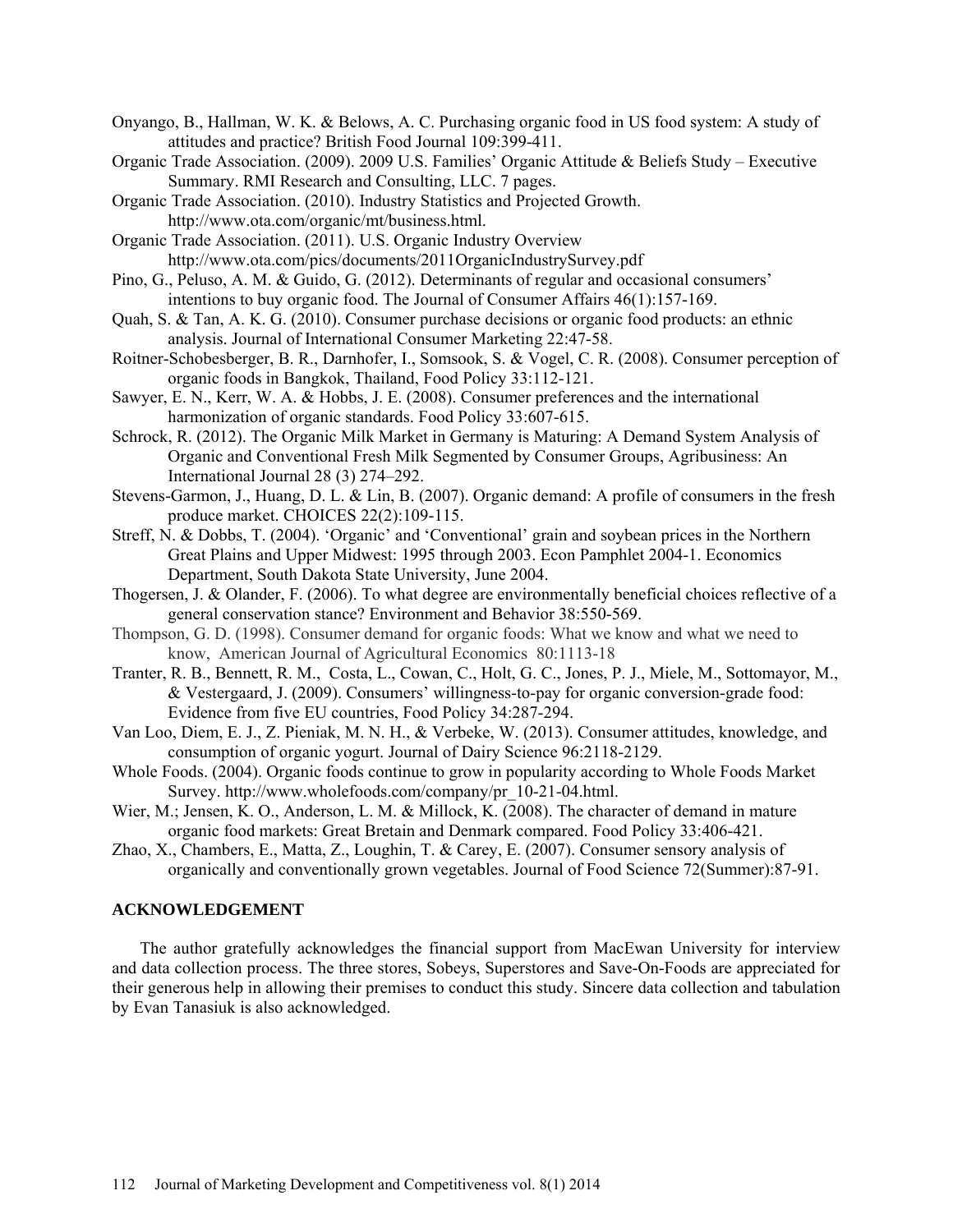Onyango, B., Hallman, W. K. & Belows, A. C. Purchasing organic food in US food system: A study of attitudes and practice? British Food Journal 109:399-411.

Organic Trade Association. (2009). 2009 U.S. Families' Organic Attitude & Beliefs Study – Executive Summary. RMI Research and Consulting, LLC. 7 pages.

Organic Trade Association. (2010). Industry Statistics and Projected Growth. http://www.ota.com/organic/mt/business.html.

Organic Trade Association. (2011). U.S. Organic Industry Overview http://www.ota.com/pics/documents/2011OrganicIndustrySurvey.pdf

Pino, G., Peluso, A. M. & Guido, G. (2012). Determinants of regular and occasional consumers' intentions to buy organic food. The Journal of Consumer Affairs 46(1):157-169.

Quah, S. & Tan, A. K. G. (2010). Consumer purchase decisions or organic food products: an ethnic analysis. Journal of International Consumer Marketing 22:47-58.

Roitner-Schobesberger, B. R., Darnhofer, I., Somsook, S. & Vogel, C. R. (2008). Consumer perception of organic foods in Bangkok, Thailand, Food Policy 33:112-121.

Sawyer, E. N., Kerr, W. A. & Hobbs, J. E. (2008). Consumer preferences and the international harmonization of organic standards. Food Policy 33:607-615.

Schrock, R. (2012). The Organic Milk Market in Germany is Maturing: A Demand System Analysis of Organic and Conventional Fresh Milk Segmented by Consumer Groups, Agribusiness: An International Journal 28 (3) 274–292.

Stevens-Garmon, J., Huang, D. L. & Lin, B. (2007). Organic demand: A profile of consumers in the fresh produce market. CHOICES 22(2):109-115.

Streff, N. & Dobbs, T. (2004). 'Organic' and 'Conventional' grain and soybean prices in the Northern Great Plains and Upper Midwest: 1995 through 2003. Econ Pamphlet 2004-1. Economics Department, South Dakota State University, June 2004.

Thogersen, J. & Olander, F. (2006). To what degree are environmentally beneficial choices reflective of a general conservation stance? Environment and Behavior 38:550-569.

Thompson, G. D. (1998). Consumer demand for organic foods: What we know and what we need to know, American Journal of Agricultural Economics 80:1113-18

Tranter, R. B., Bennett, R. M., Costa, L., Cowan, C., Holt, G. C., Jones, P. J., Miele, M., Sottomayor, M., & Vestergaard, J. (2009). Consumers' willingness-to-pay for organic conversion-grade food: Evidence from five EU countries, Food Policy 34:287-294.

Van Loo, Diem, E. J., Z. Pieniak, M. N. H., & Verbeke, W. (2013). Consumer attitudes, knowledge, and consumption of organic yogurt. Journal of Dairy Science 96:2118-2129.

Whole Foods. (2004). Organic foods continue to grow in popularity according to Whole Foods Market Survey. http://www.wholefoods.com/company/pr_10-21-04.html.

Wier, M.; Jensen, K. O., Anderson, L. M. & Millock, K. (2008). The character of demand in mature organic food markets: Great Britain and Denmark compared. Food Policy 33:406-421.

Zhao, X., Chambers, E., Matta, Z., Loughin, T. & Carey, E. (2007). Consumer sensory analysis of organically and conventionally grown vegetables. Journal of Food Science 72(Summer):87-91.

## ACKNOWLEDGEMENT

The author gratefully acknowledges the financial support from MacEwan University for interview and data collection process. The three stores, Sobeys, Superstores and Save-On-Foods are appreciated for their generous help in allowing their premises to conduct this study. Sincere data collection and tabulation by Evan Tanasiuk is also acknowledged.